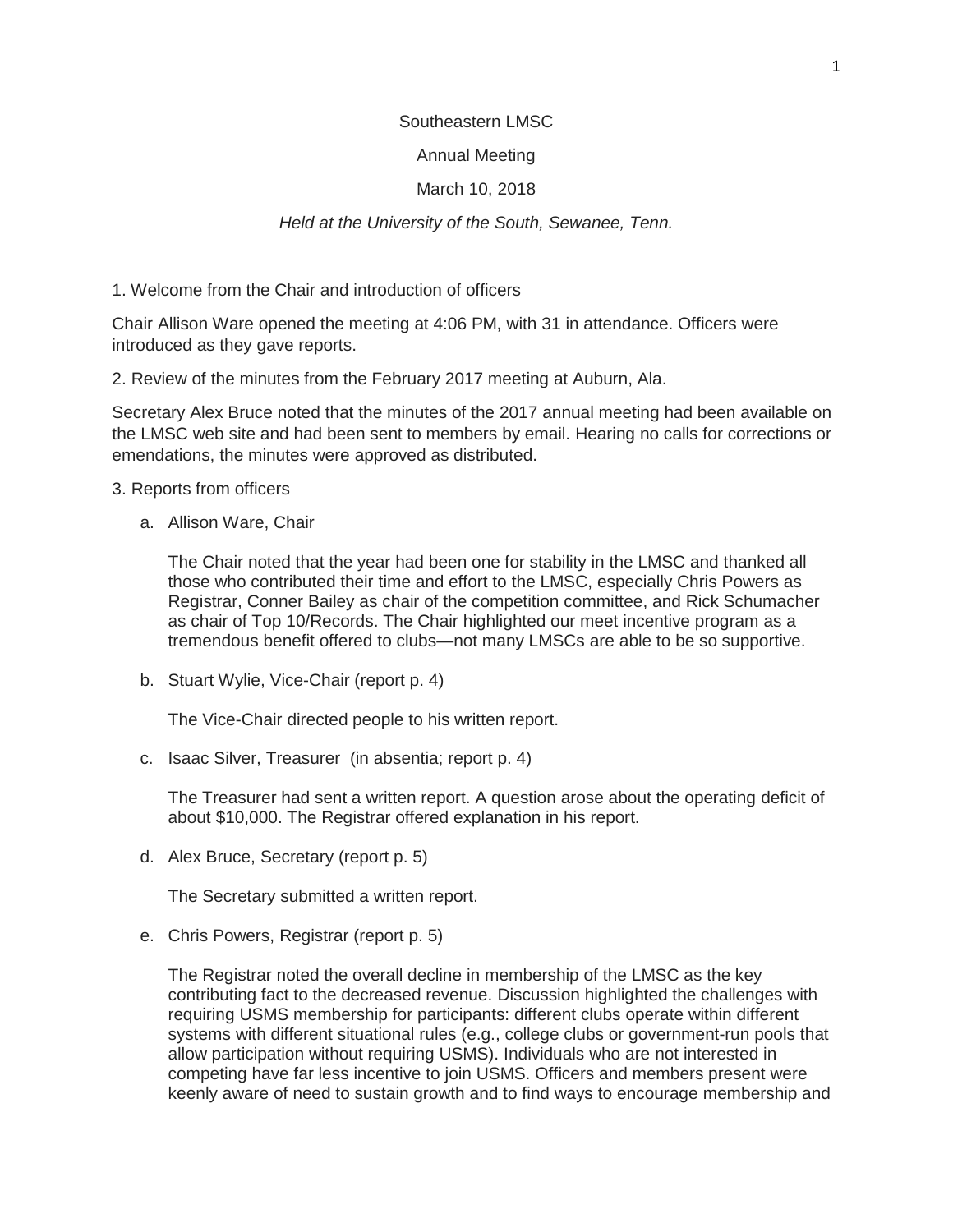Southeastern LMSC

Annual Meeting

March 10, 2018

*Held at the University of the South, Sewanee, Tenn.*

1. Welcome from the Chair and introduction of officers

Chair Allison Ware opened the meeting at 4:06 PM, with 31 in attendance. Officers were introduced as they gave reports.

2. Review of the minutes from the February 2017 meeting at Auburn, Ala.

Secretary Alex Bruce noted that the minutes of the 2017 annual meeting had been available on the LMSC web site and had been sent to members by email. Hearing no calls for corrections or emendations, the minutes were approved as distributed.

3. Reports from officers

a. Allison Ware, Chair

   The Chair noted that the year had been one for stability in the LMSC and thanked all those who contributed their time and effort to the LMSC, especially Chris Powers as Registrar, Conner Bailey as chair of the competition committee, and Rick Schumacher as chair of Top 10/Records. The Chair highlighted our meet incentive program as a tremendous benefit offered to clubs—not many LMSCs are able to be so supportive.

b. Stuart Wylie, Vice-Chair (report p. 4)

   The Vice-Chair directed people to his written report.

c. Isaac Silver, Treasurer (in absentia; report p. 4)

   The Treasurer had sent a written report. A question arose about the operating deficit of about $10,000. The Registrar offered explanation in his report.

d. Alex Bruce, Secretary (report p. 5)

   The Secretary submitted a written report.

e. Chris Powers, Registrar (report p. 5)

   The Registrar noted the overall decline in membership of the LMSC as the key contributing fact to the decreased revenue. Discussion highlighted the challenges with requiring USMS membership for participants: different clubs operate within different systems with different situational rules (e.g., college clubs or government-run pools that allow participation without requiring USMS). Individuals who are not interested in competing have far less incentive to join USMS. Officers and members present were keenly aware of need to sustain growth and to find ways to encourage membership and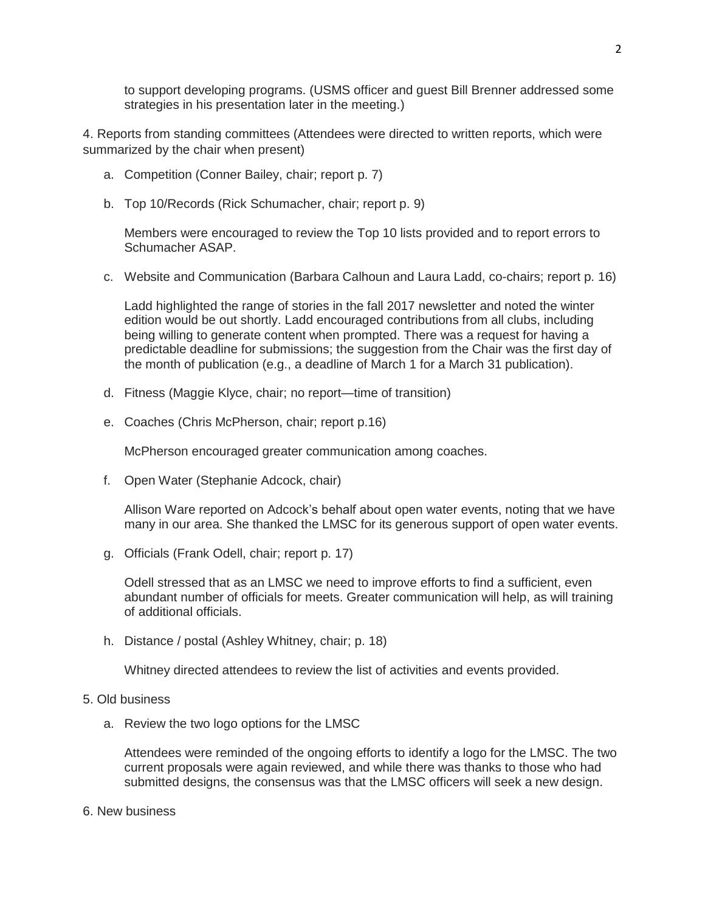to support developing programs. (USMS officer and guest Bill Brenner addressed some strategies in his presentation later in the meeting.)

4. Reports from standing committees (Attendees were directed to written reports, which were summarized by the chair when present)

   a. Competition (Conner Bailey, chair; report p. 7)

   b. Top 10/Records (Rick Schumacher, chair; report p. 9)

      Members were encouraged to review the Top 10 lists provided and to report errors to Schumacher ASAP.

   c. Website and Communication (Barbara Calhoun and Laura Ladd, co-chairs; report p. 16)

      Ladd highlighted the range of stories in the fall 2017 newsletter and noted the winter edition would be out shortly. Ladd encouraged contributions from all clubs, including being willing to generate content when prompted. There was a request for having a predictable deadline for submissions; the suggestion from the Chair was the first day of the month of publication (e.g., a deadline of March 1 for a March 31 publication).

   d. Fitness (Maggie Klyce, chair; no report—time of transition)

   e. Coaches (Chris McPherson, chair; report p.16)

      McPherson encouraged greater communication among coaches.

   f. Open Water (Stephanie Adcock, chair)

      Allison Ware reported on Adcock's behalf about open water events, noting that we have many in our area. She thanked the LMSC for its generous support of open water events.

   g. Officials (Frank Odell, chair; report p. 17)

      Odell stressed that as an LMSC we need to improve efforts to find a sufficient, even abundant number of officials for meets. Greater communication will help, as will training of additional officials.

   h. Distance / postal (Ashley Whitney, chair; p. 18)

      Whitney directed attendees to review the list of activities and events provided.

5. Old business

   a. Review the two logo options for the LMSC

      Attendees were reminded of the ongoing efforts to identify a logo for the LMSC. The two current proposals were again reviewed, and while there was thanks to those who had submitted designs, the consensus was that the LMSC officers will seek a new design.

6. New business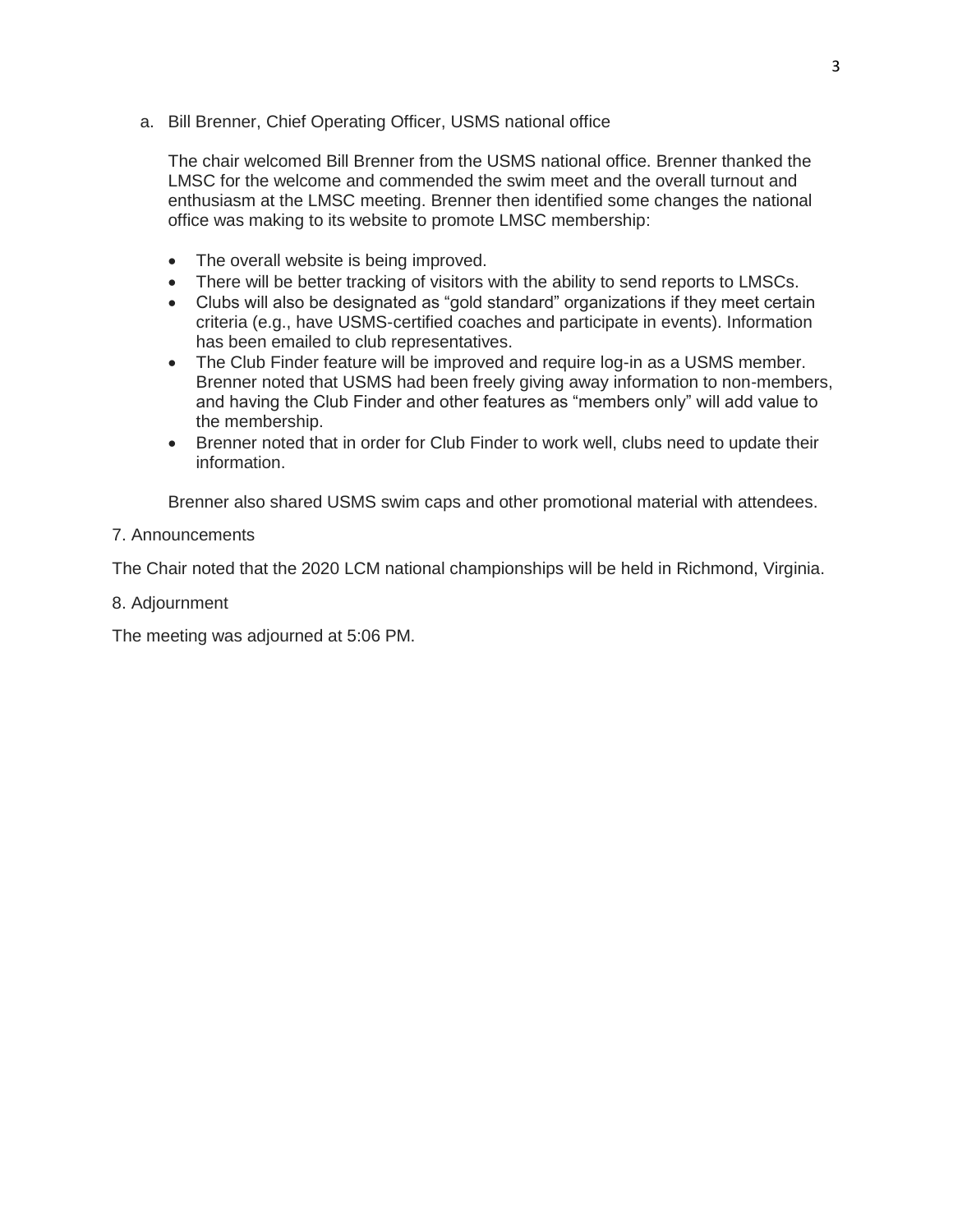a. Bill Brenner, Chief Operating Officer, USMS national office

The chair welcomed Bill Brenner from the USMS national office. Brenner thanked the LMSC for the welcome and commended the swim meet and the overall turnout and enthusiasm at the LMSC meeting. Brenner then identified some changes the national office was making to its website to promote LMSC membership:

- The overall website is being improved.
- There will be better tracking of visitors with the ability to send reports to LMSCs.
- Clubs will also be designated as "gold standard" organizations if they meet certain criteria (e.g., have USMS-certified coaches and participate in events). Information has been emailed to club representatives.
- The Club Finder feature will be improved and require log-in as a USMS member. Brenner noted that USMS had been freely giving away information to non-members, and having the Club Finder and other features as "members only" will add value to the membership.
- Brenner noted that in order for Club Finder to work well, clubs need to update their information.

Brenner also shared USMS swim caps and other promotional material with attendees.

7. Announcements

The Chair noted that the 2020 LCM national championships will be held in Richmond, Virginia.

8. Adjournment

The meeting was adjourned at 5:06 PM.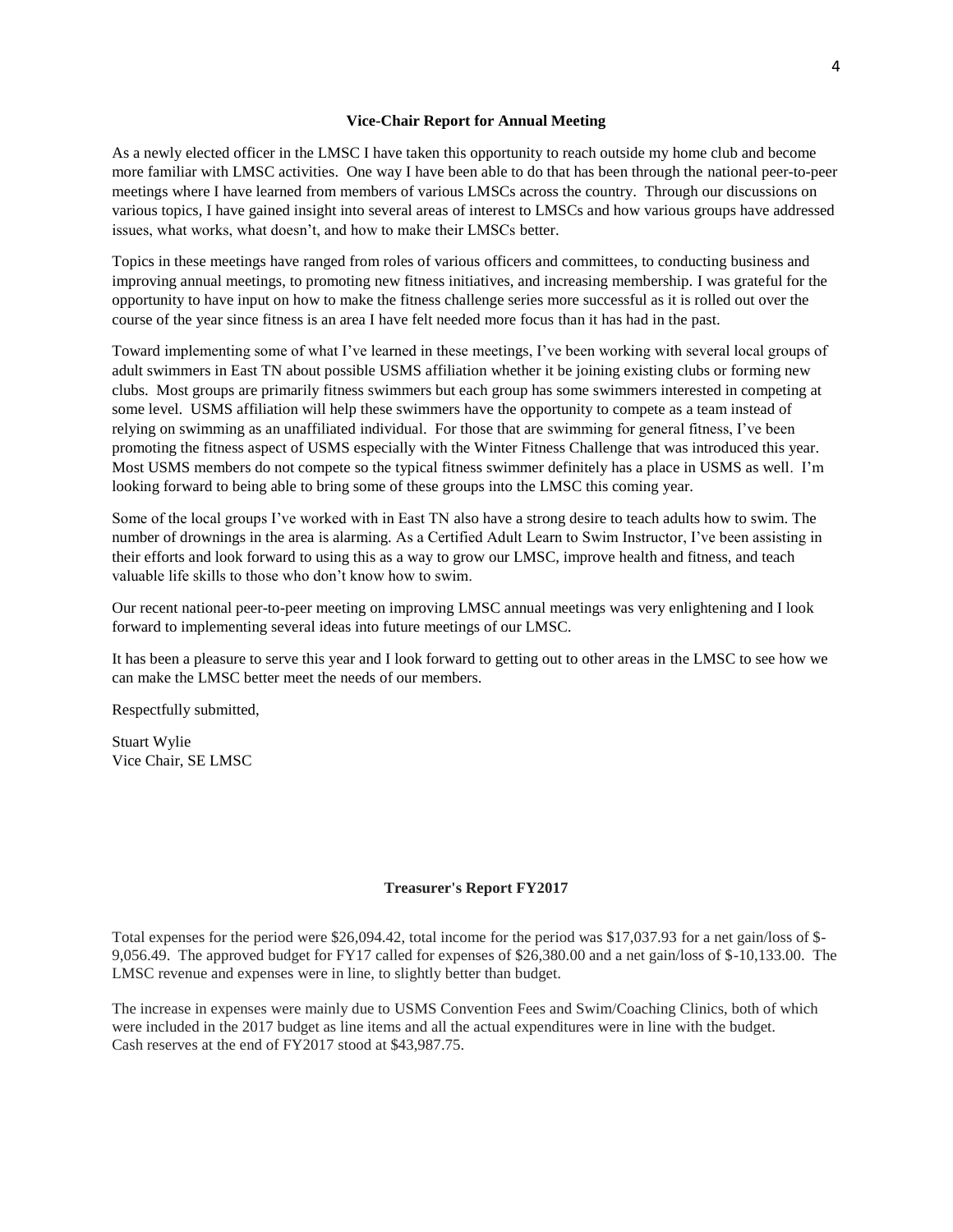## Vice-Chair Report for Annual Meeting

As a newly elected officer in the LMSC I have taken this opportunity to reach outside my home club and become more familiar with LMSC activities. One way I have been able to do that has been through the national peer-to-peer meetings where I have learned from members of various LMSCs across the country. Through our discussions on various topics, I have gained insight into several areas of interest to LMSCs and how various groups have addressed issues, what works, what doesn't, and how to make their LMSCs better.

Topics in these meetings have ranged from roles of various officers and committees, to conducting business and improving annual meetings, to promoting new fitness initiatives, and increasing membership. I was grateful for the opportunity to have input on how to make the fitness challenge series more successful as it is rolled out over the course of the year since fitness is an area I have felt needed more focus than it has had in the past.

Toward implementing some of what I've learned in these meetings, I've been working with several local groups of adult swimmers in East TN about possible USMS affiliation whether it be joining existing clubs or forming new clubs. Most groups are primarily fitness swimmers but each group has some swimmers interested in competing at some level. USMS affiliation will help these swimmers have the opportunity to compete as a team instead of relying on swimming as an unaffiliated individual. For those that are swimming for general fitness, I've been promoting the fitness aspect of USMS especially with the Winter Fitness Challenge that was introduced this year. Most USMS members do not compete so the typical fitness swimmer definitely has a place in USMS as well. I'm looking forward to being able to bring some of these groups into the LMSC this coming year.

Some of the local groups I've worked with in East TN also have a strong desire to teach adults how to swim. The number of drownings in the area is alarming. As a Certified Adult Learn to Swim Instructor, I've been assisting in their efforts and look forward to using this as a way to grow our LMSC, improve health and fitness, and teach valuable life skills to those who don't know how to swim.

Our recent national peer-to-peer meeting on improving LMSC annual meetings was very enlightening and I look forward to implementing several ideas into future meetings of our LMSC.

It has been a pleasure to serve this year and I look forward to getting out to other areas in the LMSC to see how we can make the LMSC better meet the needs of our members.

Respectfully submitted,

Stuart Wylie
Vice Chair, SE LMSC

## Treasurer's Report FY2017

Total expenses for the period were $26,094.42, total income for the period was $17,037.93 for a net gain/loss of $-9,056.49. The approved budget for FY17 called for expenses of $26,380.00 and a net gain/loss of $-10,133.00. The LMSC revenue and expenses were in line, to slightly better than budget.

The increase in expenses were mainly due to USMS Convention Fees and Swim/Coaching Clinics, both of which were included in the 2017 budget as line items and all the actual expenditures were in line with the budget.
Cash reserves at the end of FY2017 stood at $43,987.75.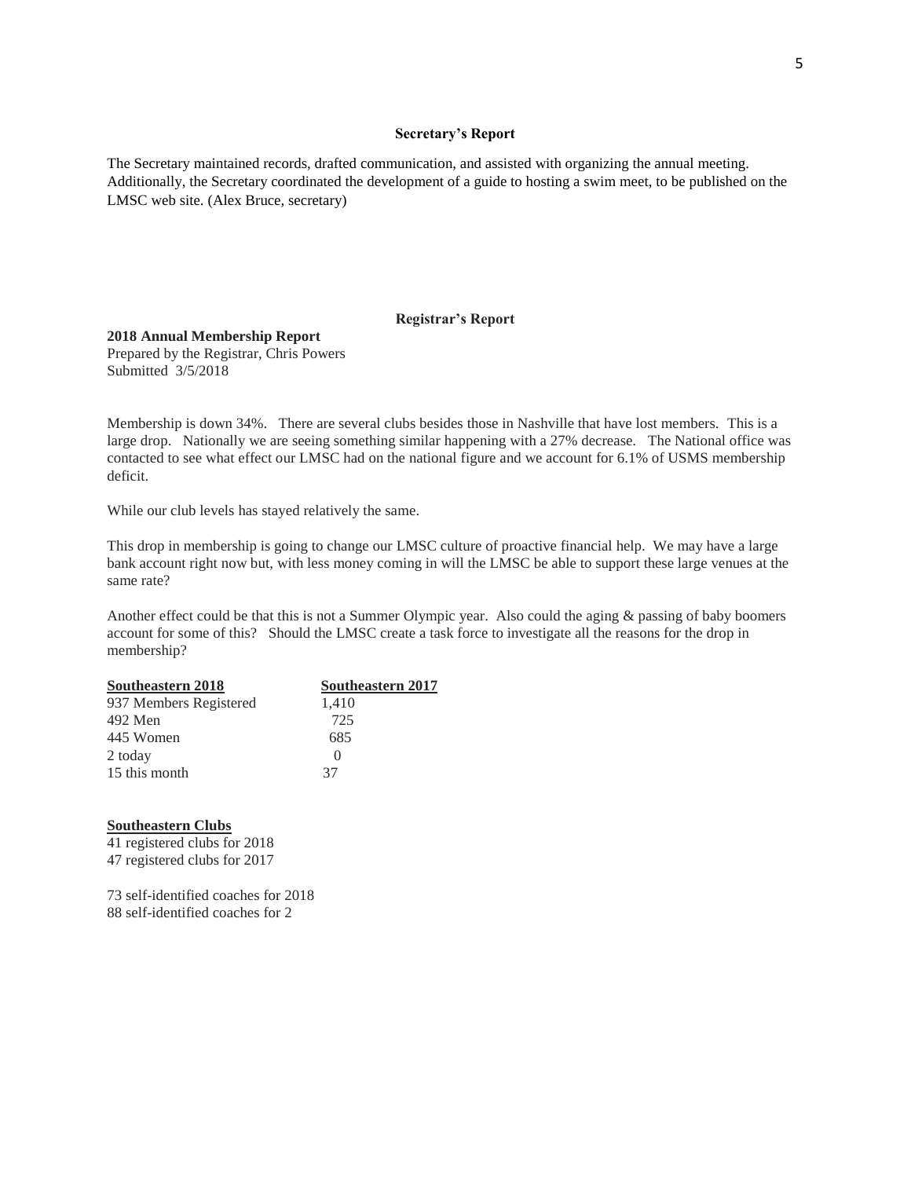## Secretary's Report

The Secretary maintained records, drafted communication, and assisted with organizing the annual meeting. Additionally, the Secretary coordinated the development of a guide to hosting a swim meet, to be published on the LMSC web site. (Alex Bruce, secretary)

## Registrar's Report

**2018 Annual Membership Report**
Prepared by the Registrar, Chris Powers
Submitted 3/5/2018

Membership is down 34%. There are several clubs besides those in Nashville that have lost members. This is a large drop. Nationally we are seeing something similar happening with a 27% decrease. The National office was contacted to see what effect our LMSC had on the national figure and we account for 6.1% of USMS membership deficit.

While our club levels has stayed relatively the same.

This drop in membership is going to change our LMSC culture of proactive financial help. We may have a large bank account right now but, with less money coming in will the LMSC be able to support these large venues at the same rate?

Another effect could be that this is not a Summer Olympic year. Also could the aging & passing of baby boomers account for some of this? Should the LMSC create a task force to investigate all the reasons for the drop in membership?

| Southeastern 2018 | Southeastern 2017 |
|---|---|
| 937 Members Registered | 1,410 |
| 492 Men | 725 |
| 445 Women | 685 |
| 2 today | 0 |
| 15 this month | 37 |

**Southeastern Clubs**

41 registered clubs for 2018
47 registered clubs for 2017

73 self-identified coaches for 2018
88 self-identified coaches for 2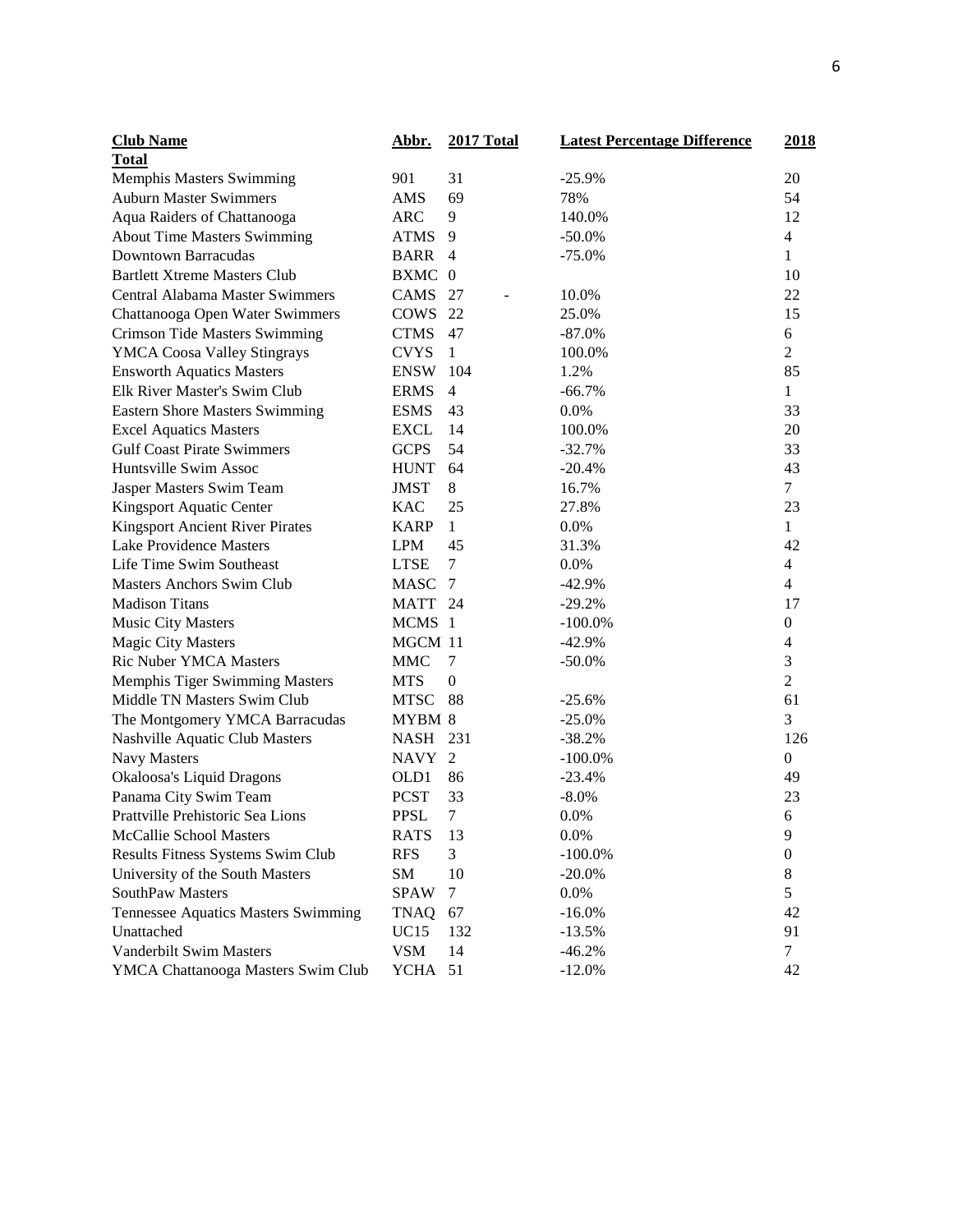| Club Name | Abbr. | 2017 Total | Latest Percentage Difference | 2018 Total |
|---|---|---|---|---|
| Memphis Masters Swimming | 901 | 31 | -25.9% | 20 |
| Auburn Master Swimmers | AMS | 69 | 78% | 54 |
| Aqua Raiders of Chattanooga | ARC | 9 | 140.0% | 12 |
| About Time Masters Swimming | ATMS | 9 | -50.0% | 4 |
| Downtown Barracudas | BARR | 4 | -75.0% | 1 |
| Bartlett Xtreme Masters Club | BXMC | 0 | | 10 |
| Central Alabama Master Swimmers | CAMS | 27 - | 10.0% | 22 |
| Chattanooga Open Water Swimmers | COWS | 22 | 25.0% | 15 |
| Crimson Tide Masters Swimming | CTMS | 47 | -87.0% | 6 |
| YMCA Coosa Valley Stingrays | CVYS | 1 | 100.0% | 2 |
| Ensworth Aquatics Masters | ENSW | 104 | 1.2% | 85 |
| Elk River Master's Swim Club | ERMS | 4 | -66.7% | 1 |
| Eastern Shore Masters Swimming | ESMS | 43 | 0.0% | 33 |
| Excel Aquatics Masters | EXCL | 14 | 100.0% | 20 |
| Gulf Coast Pirate Swimmers | GCPS | 54 | -32.7% | 33 |
| Huntsville Swim Assoc | HUNT | 64 | -20.4% | 43 |
| Jasper Masters Swim Team | JMST | 8 | 16.7% | 7 |
| Kingsport Aquatic Center | KAC | 25 | 27.8% | 23 |
| Kingsport Ancient River Pirates | KARP | 1 | 0.0% | 1 |
| Lake Providence Masters | LPM | 45 | 31.3% | 42 |
| Life Time Swim Southeast | LTSE | 7 | 0.0% | 4 |
| Masters Anchors Swim Club | MASC | 7 | -42.9% | 4 |
| Madison Titans | MATT | 24 | -29.2% | 17 |
| Music City Masters | MCMS | 1 | -100.0% | 0 |
| Magic City Masters | MGCM | 11 | -42.9% | 4 |
| Ric Nuber YMCA Masters | MMC | 7 | -50.0% | 3 |
| Memphis Tiger Swimming Masters | MTS | 0 | | 2 |
| Middle TN Masters Swim Club | MTSC | 88 | -25.6% | 61 |
| The Montgomery YMCA Barracudas | MYBM | 8 | -25.0% | 3 |
| Nashville Aquatic Club Masters | NASH | 231 | -38.2% | 126 |
| Navy Masters | NAVY | 2 | -100.0% | 0 |
| Okaloosa's Liquid Dragons | OLD1 | 86 | -23.4% | 49 |
| Panama City Swim Team | PCST | 33 | -8.0% | 23 |
| Prattville Prehistoric Sea Lions | PPSL | 7 | 0.0% | 6 |
| McCallie School Masters | RATS | 13 | 0.0% | 9 |
| Results Fitness Systems Swim Club | RFS | 3 | -100.0% | 0 |
| University of the South Masters | SM | 10 | -20.0% | 8 |
| SouthPaw Masters | SPAW | 7 | 0.0% | 5 |
| Tennessee Aquatics Masters Swimming | TNAQ | 67 | -16.0% | 42 |
| Unattached | UC15 | 132 | -13.5% | 91 |
| Vanderbilt Swim Masters | VSM | 14 | -46.2% | 7 |
| YMCA Chattanooga Masters Swim Club | YCHA | 51 | -12.0% | 42 |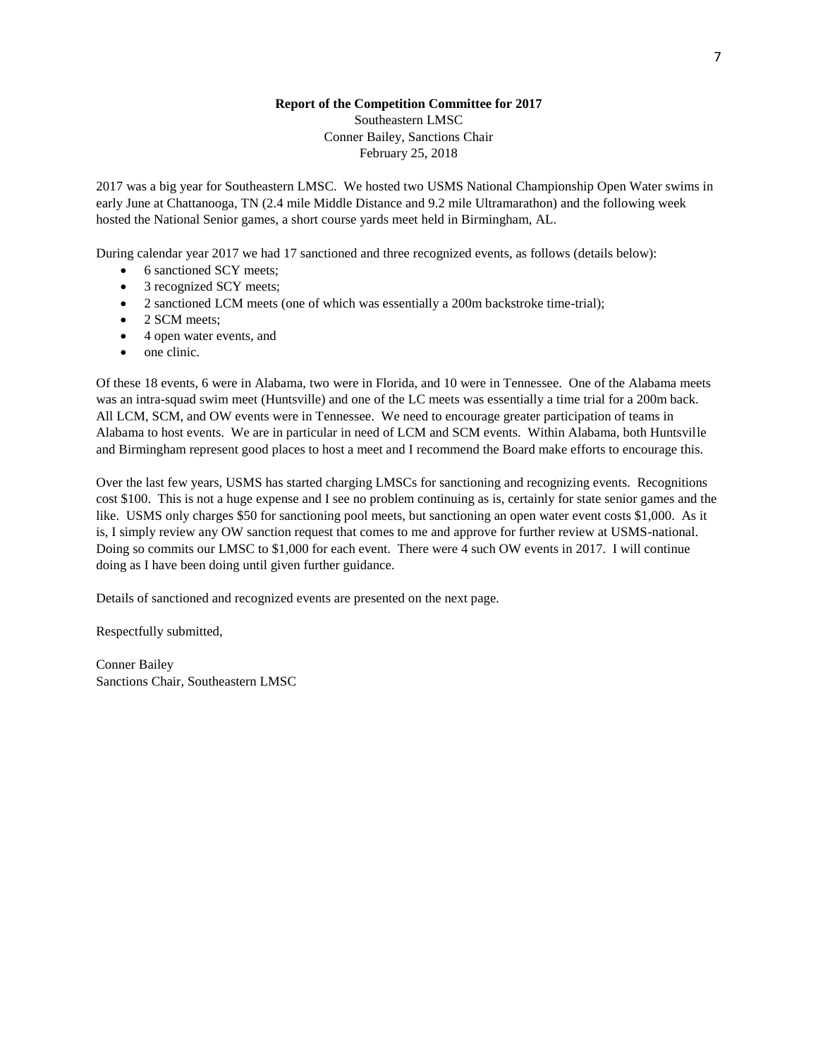**Report of the Competition Committee for 2017**

Southeastern LMSC
Conner Bailey, Sanctions Chair
February 25, 2018

2017 was a big year for Southeastern LMSC. We hosted two USMS National Championship Open Water swims in early June at Chattanooga, TN (2.4 mile Middle Distance and 9.2 mile Ultramarathon) and the following week hosted the National Senior games, a short course yards meet held in Birmingham, AL.

During calendar year 2017 we had 17 sanctioned and three recognized events, as follows (details below):

- 6 sanctioned SCY meets;
- 3 recognized SCY meets;
- 2 sanctioned LCM meets (one of which was essentially a 200m backstroke time-trial);
- 2 SCM meets;
- 4 open water events, and
- one clinic.

Of these 18 events, 6 were in Alabama, two were in Florida, and 10 were in Tennessee. One of the Alabama meets was an intra-squad swim meet (Huntsville) and one of the LC meets was essentially a time trial for a 200m back. All LCM, SCM, and OW events were in Tennessee. We need to encourage greater participation of teams in Alabama to host events. We are in particular in need of LCM and SCM events. Within Alabama, both Huntsville and Birmingham represent good places to host a meet and I recommend the Board make efforts to encourage this.

Over the last few years, USMS has started charging LMSCs for sanctioning and recognizing events. Recognitions cost $100. This is not a huge expense and I see no problem continuing as is, certainly for state senior games and the like. USMS only charges $50 for sanctioning pool meets, but sanctioning an open water event costs $1,000. As it is, I simply review any OW sanction request that comes to me and approve for further review at USMS-national. Doing so commits our LMSC to $1,000 for each event. There were 4 such OW events in 2017. I will continue doing as I have been doing until given further guidance.

Details of sanctioned and recognized events are presented on the next page.

Respectfully submitted,

Conner Bailey
Sanctions Chair, Southeastern LMSC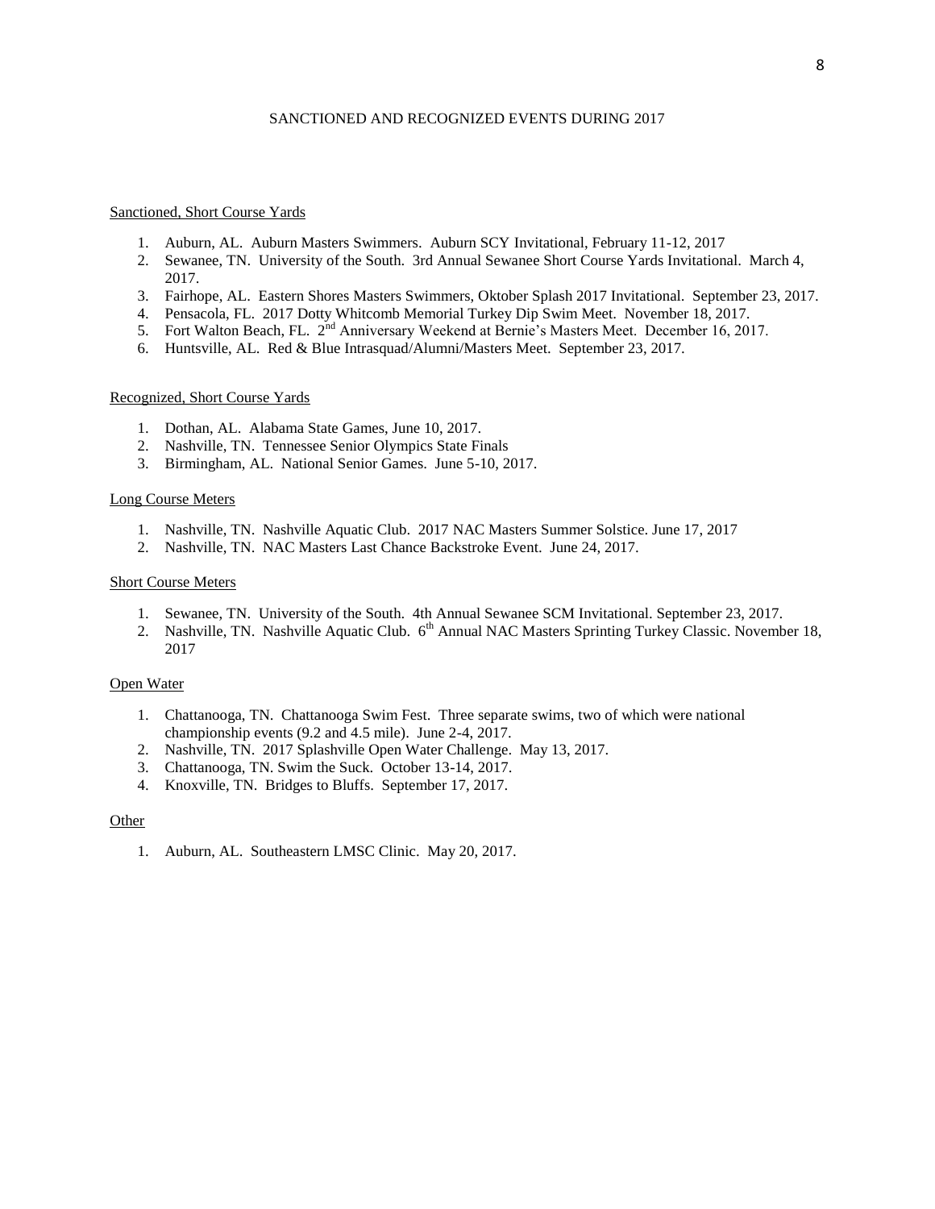# SANCTIONED AND RECOGNIZED EVENTS DURING 2017

## Sanctioned, Short Course Yards

1. Auburn, AL. Auburn Masters Swimmers. Auburn SCY Invitational, February 11-12, 2017
2. Sewanee, TN. University of the South. 3rd Annual Sewanee Short Course Yards Invitational. March 4, 2017.
3. Fairhope, AL. Eastern Shores Masters Swimmers, Oktober Splash 2017 Invitational. September 23, 2017.
4. Pensacola, FL. 2017 Dotty Whitcomb Memorial Turkey Dip Swim Meet. November 18, 2017.
5. Fort Walton Beach, FL. 2nd Anniversary Weekend at Bernie's Masters Meet. December 16, 2017.
6. Huntsville, AL. Red & Blue Intrasquad/Alumni/Masters Meet. September 23, 2017.

## Recognized, Short Course Yards

1. Dothan, AL. Alabama State Games, June 10, 2017.
2. Nashville, TN. Tennessee Senior Olympics State Finals
3. Birmingham, AL. National Senior Games. June 5-10, 2017.

## Long Course Meters

1. Nashville, TN. Nashville Aquatic Club. 2017 NAC Masters Summer Solstice. June 17, 2017
2. Nashville, TN. NAC Masters Last Chance Backstroke Event. June 24, 2017.

## Short Course Meters

1. Sewanee, TN. University of the South. 4th Annual Sewanee SCM Invitational. September 23, 2017.
2. Nashville, TN. Nashville Aquatic Club. 6th Annual NAC Masters Sprinting Turkey Classic. November 18, 2017

## Open Water

1. Chattanooga, TN. Chattanooga Swim Fest. Three separate swims, two of which were national championship events (9.2 and 4.5 mile). June 2-4, 2017.
2. Nashville, TN. 2017 Splashville Open Water Challenge. May 13, 2017.
3. Chattanooga, TN. Swim the Suck. October 13-14, 2017.
4. Knoxville, TN. Bridges to Bluffs. September 17, 2017.

## Other

1. Auburn, AL. Southeastern LMSC Clinic. May 20, 2017.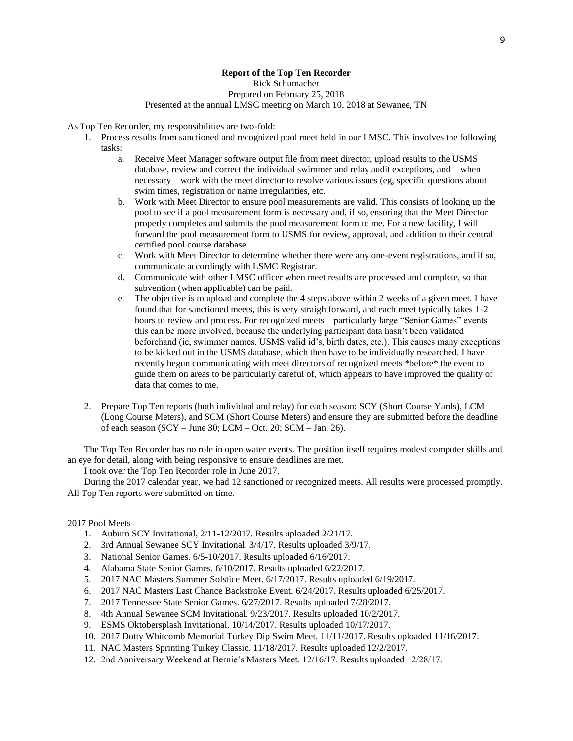**Report of the Top Ten Recorder**

Rick Schumacher

Prepared on February 25, 2018

Presented at the annual LMSC meeting on March 10, 2018 at Sewanee, TN

As Top Ten Recorder, my responsibilities are two-fold:

1. Process results from sanctioned and recognized pool meet held in our LMSC. This involves the following tasks:
   a. Receive Meet Manager software output file from meet director, upload results to the USMS database, review and correct the individual swimmer and relay audit exceptions, and – when necessary – work with the meet director to resolve various issues (eg, specific questions about swim times, registration or name irregularities, etc.
   b. Work with Meet Director to ensure pool measurements are valid. This consists of looking up the pool to see if a pool measurement form is necessary and, if so, ensuring that the Meet Director properly completes and submits the pool measurement form to me. For a new facility, I will forward the pool measurement form to USMS for review, approval, and addition to their central certified pool course database.
   c. Work with Meet Director to determine whether there were any one-event registrations, and if so, communicate accordingly with LSMC Registrar.
   d. Communicate with other LMSC officer when meet results are processed and complete, so that subvention (when applicable) can be paid.
   e. The objective is to upload and complete the 4 steps above within 2 weeks of a given meet. I have found that for sanctioned meets, this is very straightforward, and each meet typically takes 1-2 hours to review and process. For recognized meets – particularly large "Senior Games" events – this can be more involved, because the underlying participant data hasn't been validated beforehand (ie, swimmer names, USMS valid id's, birth dates, etc.). This causes many exceptions to be kicked out in the USMS database, which then have to be individually researched. I have recently begun communicating with meet directors of recognized meets *before* the event to guide them on areas to be particularly careful of, which appears to have improved the quality of data that comes to me.

2. Prepare Top Ten reports (both individual and relay) for each season: SCY (Short Course Yards), LCM (Long Course Meters), and SCM (Short Course Meters) and ensure they are submitted before the deadline of each season (SCY – June 30; LCM – Oct. 20; SCM – Jan. 26).

The Top Ten Recorder has no role in open water events. The position itself requires modest computer skills and an eye for detail, along with being responsive to ensure deadlines are met.

I took over the Top Ten Recorder role in June 2017.

During the 2017 calendar year, we had 12 sanctioned or recognized meets. All results were processed promptly. All Top Ten reports were submitted on time.

2017 Pool Meets

1. Auburn SCY Invitational, 2/11-12/2017. Results uploaded 2/21/17.
2. 3rd Annual Sewanee SCY Invitational. 3/4/17. Results uploaded 3/9/17.
3. National Senior Games. 6/5-10/2017. Results uploaded 6/16/2017.
4. Alabama State Senior Games. 6/10/2017. Results uploaded 6/22/2017.
5. 2017 NAC Masters Summer Solstice Meet. 6/17/2017. Results uploaded 6/19/2017.
6. 2017 NAC Masters Last Chance Backstroke Event. 6/24/2017. Results uploaded 6/25/2017.
7. 2017 Tennessee State Senior Games. 6/27/2017. Results uploaded 7/28/2017.
8. 4th Annual Sewanee SCM Invitational. 9/23/2017. Results uploaded 10/2/2017.
9. ESMS Oktobersplash Invitational. 10/14/2017. Results uploaded 10/17/2017.
10. 2017 Dotty Whitcomb Memorial Turkey Dip Swim Meet. 11/11/2017. Results uploaded 11/16/2017.
11. NAC Masters Sprinting Turkey Classic. 11/18/2017. Results uploaded 12/2/2017.
12. 2nd Anniversary Weekend at Bernie's Masters Meet. 12/16/17. Results uploaded 12/28/17.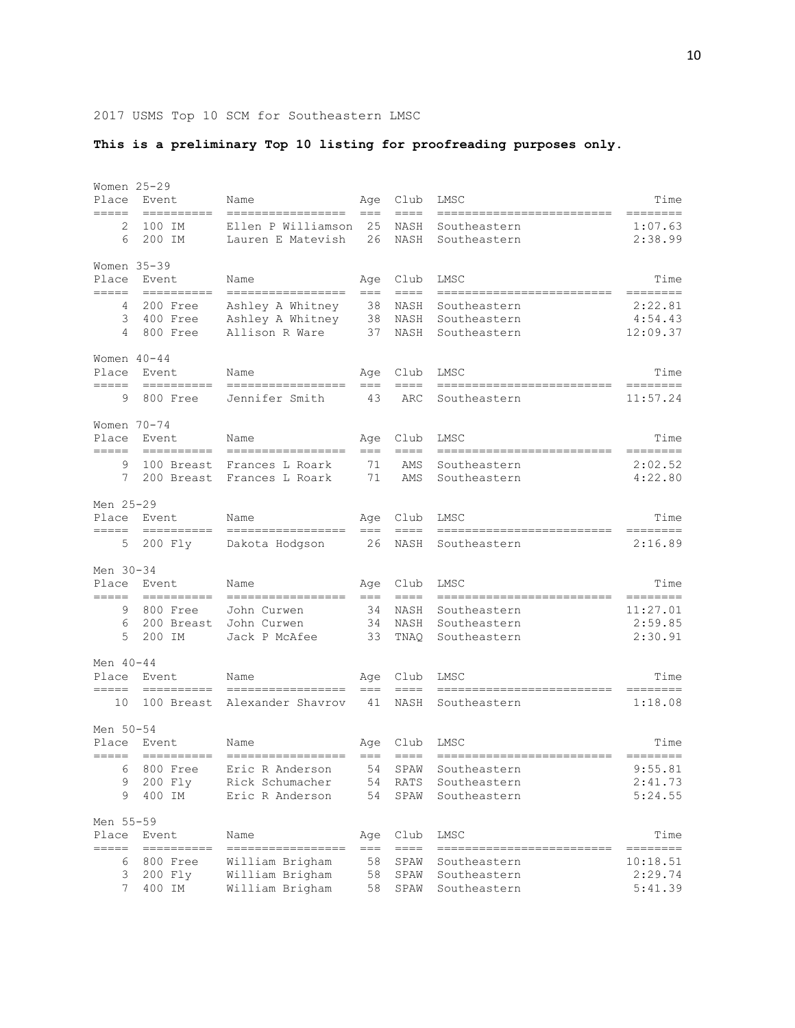2017 USMS Top 10 SCM for Southeastern LMSC

**This is a preliminary Top 10 listing for proofreading purposes only.**

Women 25-29

| Place | Event | Name | Age | Club | LMSC | Time |
|---|---|---|---|---|---|---|
| 2 | 100 IM | Ellen P Williamson | 25 | NASH | Southeastern | 1:07.63 |
| 6 | 200 IM | Lauren E Matevish | 26 | NASH | Southeastern | 2:38.99 |

Women 35-39

| Place | Event | Name | Age | Club | LMSC | Time |
|---|---|---|---|---|---|---|
| 4 | 200 Free | Ashley A Whitney | 38 | NASH | Southeastern | 2:22.81 |
| 3 | 400 Free | Ashley A Whitney | 38 | NASH | Southeastern | 4:54.43 |
| 4 | 800 Free | Allison R Ware | 37 | NASH | Southeastern | 12:09.37 |

Women 40-44

| Place | Event | Name | Age | Club | LMSC | Time |
|---|---|---|---|---|---|---|
| 9 | 800 Free | Jennifer Smith | 43 | ARC | Southeastern | 11:57.24 |

Women 70-74

| Place | Event | Name | Age | Club | LMSC | Time |
|---|---|---|---|---|---|---|
| 9 | 100 Breast | Frances L Roark | 71 | AMS | Southeastern | 2:02.52 |
| 7 | 200 Breast | Frances L Roark | 71 | AMS | Southeastern | 4:22.80 |

Men 25-29

| Place | Event | Name | Age | Club | LMSC | Time |
|---|---|---|---|---|---|---|
| 5 | 200 Fly | Dakota Hodgson | 26 | NASH | Southeastern | 2:16.89 |

Men 30-34

| Place | Event | Name | Age | Club | LMSC | Time |
|---|---|---|---|---|---|---|
| 9 | 800 Free | John Curwen | 34 | NASH | Southeastern | 11:27.01 |
| 6 | 200 Breast | John Curwen | 34 | NASH | Southeastern | 2:59.85 |
| 5 | 200 IM | Jack P McAfee | 33 | TNAQ | Southeastern | 2:30.91 |

Men 40-44

| Place | Event | Name | Age | Club | LMSC | Time |
|---|---|---|---|---|---|---|
| 10 | 100 Breast | Alexander Shavrov | 41 | NASH | Southeastern | 1:18.08 |

Men 50-54

| Place | Event | Name | Age | Club | LMSC | Time |
|---|---|---|---|---|---|---|
| 6 | 800 Free | Eric R Anderson | 54 | SPAW | Southeastern | 9:55.81 |
| 9 | 200 Fly | Rick Schumacher | 54 | RATS | Southeastern | 2:41.73 |
| 9 | 400 IM | Eric R Anderson | 54 | SPAW | Southeastern | 5:24.55 |

Men 55-59

| Place | Event | Name | Age | Club | LMSC | Time |
|---|---|---|---|---|---|---|
| 6 | 800 Free | William Brigham | 58 | SPAW | Southeastern | 10:18.51 |
| 3 | 200 Fly | William Brigham | 58 | SPAW | Southeastern | 2:29.74 |
| 7 | 400 IM | William Brigham | 58 | SPAW | Southeastern | 5:41.39 |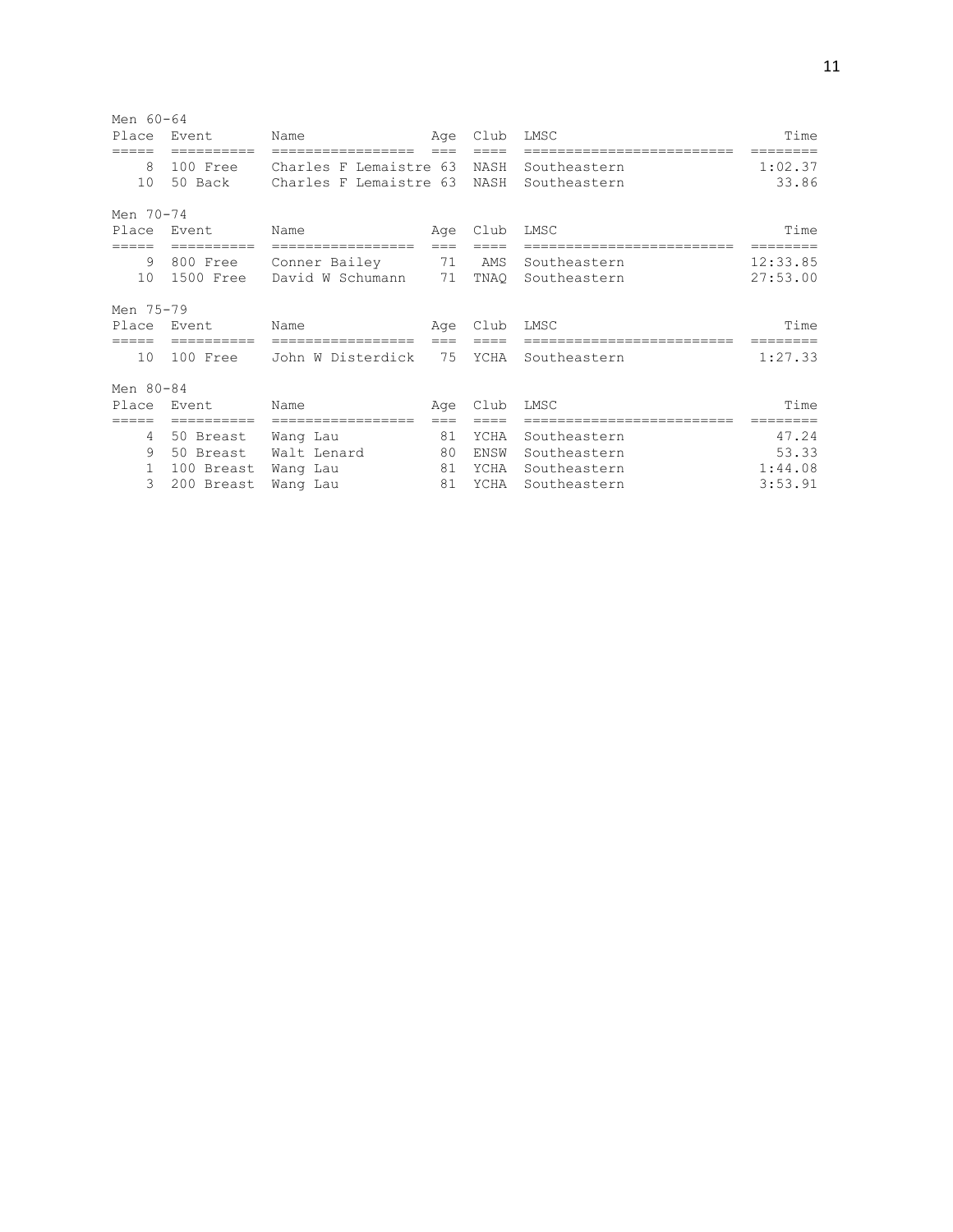Men 60-64

| Place | Event | Name | Age | Club | LMSC | Time |
|---|---|---|---|---|---|---|
| 8 | 100 Free | Charles F Lemaistre | 63 | NASH | Southeastern | 1:02.37 |
| 10 | 50 Back | Charles F Lemaistre | 63 | NASH | Southeastern | 33.86 |

Men 70-74

| Place | Event | Name | Age | Club | LMSC | Time |
|---|---|---|---|---|---|---|
| 9 | 800 Free | Conner Bailey | 71 | AMS | Southeastern | 12:33.85 |
| 10 | 1500 Free | David W Schumann | 71 | TNAQ | Southeastern | 27:53.00 |

Men 75-79

| Place | Event | Name | Age | Club | LMSC | Time |
|---|---|---|---|---|---|---|
| 10 | 100 Free | John W Disterdick | 75 | YCHA | Southeastern | 1:27.33 |

Men 80-84

| Place | Event | Name | Age | Club | LMSC | Time |
|---|---|---|---|---|---|---|
| 4 | 50 Breast | Wang Lau | 81 | YCHA | Southeastern | 47.24 |
| 9 | 50 Breast | Walt Lenard | 80 | ENSW | Southeastern | 53.33 |
| 1 | 100 Breast | Wang Lau | 81 | YCHA | Southeastern | 1:44.08 |
| 3 | 200 Breast | Wang Lau | 81 | YCHA | Southeastern | 3:53.91 |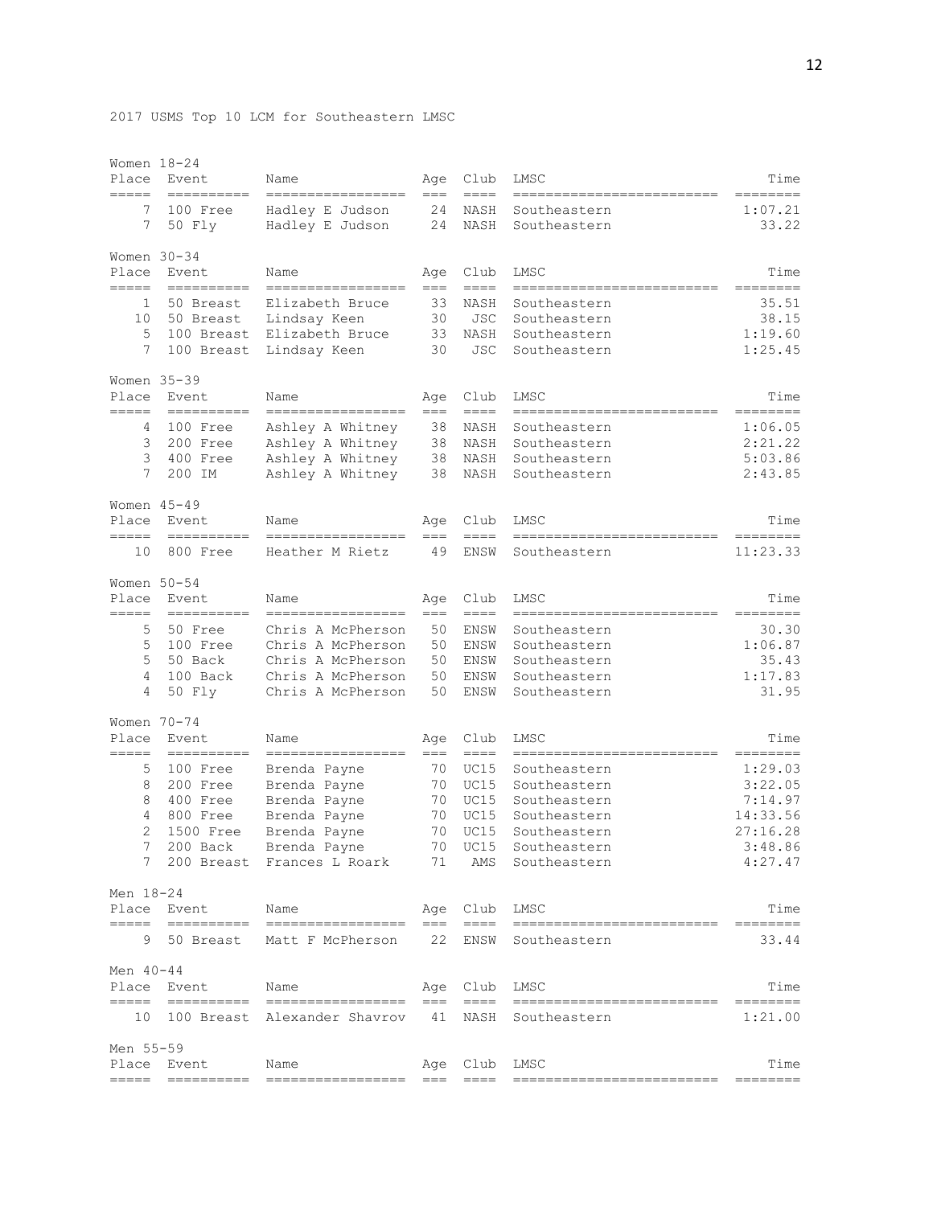2017 USMS Top 10 LCM for Southeastern LMSC

Women 18-24

| Place | Event | Name | Age | Club | LMSC | Time |
|---|---|---|---|---|---|---|
| 7 | 100 Free | Hadley E Judson | 24 | NASH | Southeastern | 1:07.21 |
| 7 | 50 Fly | Hadley E Judson | 24 | NASH | Southeastern | 33.22 |

Women 30-34

| Place | Event | Name | Age | Club | LMSC | Time |
|---|---|---|---|---|---|---|
| 1 | 50 Breast | Elizabeth Bruce | 33 | NASH | Southeastern | 35.51 |
| 10 | 50 Breast | Lindsay Keen | 30 | JSC | Southeastern | 38.15 |
| 5 | 100 Breast | Elizabeth Bruce | 33 | NASH | Southeastern | 1:19.60 |
| 7 | 100 Breast | Lindsay Keen | 30 | JSC | Southeastern | 1:25.45 |

Women 35-39

| Place | Event | Name | Age | Club | LMSC | Time |
|---|---|---|---|---|---|---|
| 4 | 100 Free | Ashley A Whitney | 38 | NASH | Southeastern | 1:06.05 |
| 3 | 200 Free | Ashley A Whitney | 38 | NASH | Southeastern | 2:21.22 |
| 3 | 400 Free | Ashley A Whitney | 38 | NASH | Southeastern | 5:03.86 |
| 7 | 200 IM | Ashley A Whitney | 38 | NASH | Southeastern | 2:43.85 |

Women 45-49

| Place | Event | Name | Age | Club | LMSC | Time |
|---|---|---|---|---|---|---|
| 10 | 800 Free | Heather M Rietz | 49 | ENSW | Southeastern | 11:23.33 |

Women 50-54

| Place | Event | Name | Age | Club | LMSC | Time |
|---|---|---|---|---|---|---|
| 5 | 50 Free | Chris A McPherson | 50 | ENSW | Southeastern | 30.30 |
| 5 | 100 Free | Chris A McPherson | 50 | ENSW | Southeastern | 1:06.87 |
| 5 | 50 Back | Chris A McPherson | 50 | ENSW | Southeastern | 35.43 |
| 4 | 100 Back | Chris A McPherson | 50 | ENSW | Southeastern | 1:17.83 |
| 4 | 50 Fly | Chris A McPherson | 50 | ENSW | Southeastern | 31.95 |

Women 70-74

| Place | Event | Name | Age | Club | LMSC | Time |
|---|---|---|---|---|---|---|
| 5 | 100 Free | Brenda Payne | 70 | UC15 | Southeastern | 1:29.03 |
| 8 | 200 Free | Brenda Payne | 70 | UC15 | Southeastern | 3:22.05 |
| 8 | 400 Free | Brenda Payne | 70 | UC15 | Southeastern | 7:14.97 |
| 4 | 800 Free | Brenda Payne | 70 | UC15 | Southeastern | 14:33.56 |
| 2 | 1500 Free | Brenda Payne | 70 | UC15 | Southeastern | 27:16.28 |
| 7 | 200 Back | Brenda Payne | 70 | UC15 | Southeastern | 3:48.86 |
| 7 | 200 Breast | Frances L Roark | 71 | AMS | Southeastern | 4:27.47 |

Men 18-24

| Place | Event | Name | Age | Club | LMSC | Time |
|---|---|---|---|---|---|---|
| 9 | 50 Breast | Matt F McPherson | 22 | ENSW | Southeastern | 33.44 |

Men 40-44

| Place | Event | Name | Age | Club | LMSC | Time |
|---|---|---|---|---|---|---|
| 10 | 100 Breast | Alexander Shavrov | 41 | NASH | Southeastern | 1:21.00 |

Men 55-59

| Place | Event | Name | Age | Club | LMSC | Time |
|---|---|---|---|---|---|---|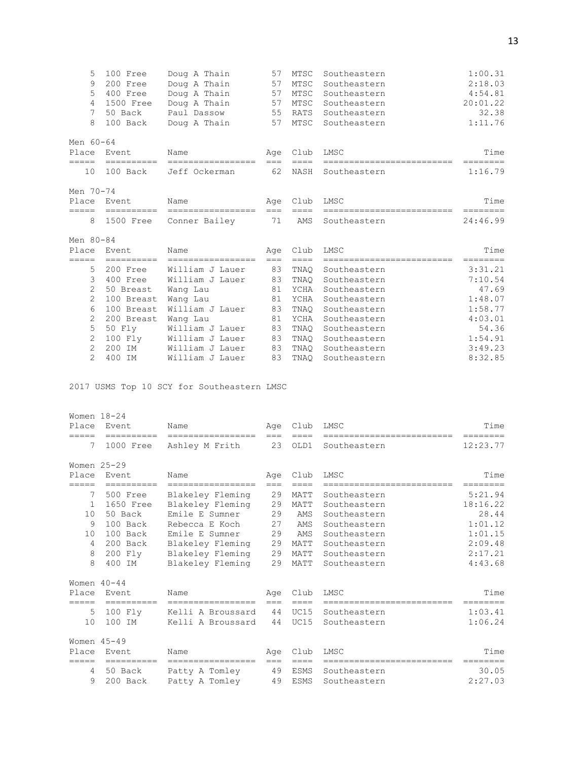| Place | Event | Name | Age | Club | LMSC | Time |
|---|---|---|---|---|---|---|
| 5 | 100 Free | Doug A Thain | 57 | MTSC | Southeastern | 1:00.31 |
| 9 | 200 Free | Doug A Thain | 57 | MTSC | Southeastern | 2:18.03 |
| 5 | 400 Free | Doug A Thain | 57 | MTSC | Southeastern | 4:54.81 |
| 4 | 1500 Free | Doug A Thain | 57 | MTSC | Southeastern | 20:01.22 |
| 7 | 50 Back | Paul Dassow | 55 | RATS | Southeastern | 32.38 |
| 8 | 100 Back | Doug A Thain | 57 | MTSC | Southeastern | 1:11.76 |

Men 60-64

| Place | Event | Name | Age | Club | LMSC | Time |
|---|---|---|---|---|---|---|
| 10 | 100 Back | Jeff Ockerman | 62 | NASH | Southeastern | 1:16.79 |

Men 70-74

| Place | Event | Name | Age | Club | LMSC | Time |
|---|---|---|---|---|---|---|
| 8 | 1500 Free | Conner Bailey | 71 | AMS | Southeastern | 24:46.99 |

Men 80-84

| Place | Event | Name | Age | Club | LMSC | Time |
|---|---|---|---|---|---|---|
| 5 | 200 Free | William J Lauer | 83 | TNAQ | Southeastern | 3:31.21 |
| 3 | 400 Free | William J Lauer | 83 | TNAQ | Southeastern | 7:10.54 |
| 2 | 50 Breast | Wang Lau | 81 | YCHA | Southeastern | 47.69 |
| 2 | 100 Breast | Wang Lau | 81 | YCHA | Southeastern | 1:48.07 |
| 6 | 100 Breast | William J Lauer | 83 | TNAQ | Southeastern | 1:58.77 |
| 2 | 200 Breast | Wang Lau | 81 | YCHA | Southeastern | 4:03.01 |
| 5 | 50 Fly | William J Lauer | 83 | TNAQ | Southeastern | 54.36 |
| 2 | 100 Fly | William J Lauer | 83 | TNAQ | Southeastern | 1:54.91 |
| 2 | 200 IM | William J Lauer | 83 | TNAQ | Southeastern | 3:49.23 |
| 2 | 400 IM | William J Lauer | 83 | TNAQ | Southeastern | 8:32.85 |

2017 USMS Top 10 SCY for Southeastern LMSC

Women 18-24

| Place | Event | Name | Age | Club | LMSC | Time |
|---|---|---|---|---|---|---|
| 7 | 1000 Free | Ashley M Frith | 23 | OLD1 | Southeastern | 12:23.77 |

Women 25-29

| Place | Event | Name | Age | Club | LMSC | Time |
|---|---|---|---|---|---|---|
| 7 | 500 Free | Blakeley Fleming | 29 | MATT | Southeastern | 5:21.94 |
| 1 | 1650 Free | Blakeley Fleming | 29 | MATT | Southeastern | 18:16.22 |
| 10 | 50 Back | Emile E Sumner | 29 | AMS | Southeastern | 28.44 |
| 9 | 100 Back | Rebecca E Koch | 27 | AMS | Southeastern | 1:01.12 |
| 10 | 100 Back | Emile E Sumner | 29 | AMS | Southeastern | 1:01.15 |
| 4 | 200 Back | Blakeley Fleming | 29 | MATT | Southeastern | 2:09.48 |
| 8 | 200 Fly | Blakeley Fleming | 29 | MATT | Southeastern | 2:17.21 |
| 8 | 400 IM | Blakeley Fleming | 29 | MATT | Southeastern | 4:43.68 |

Women 40-44

| Place | Event | Name | Age | Club | LMSC | Time |
|---|---|---|---|---|---|---|
| 5 | 100 Fly | Kelli A Broussard | 44 | UC15 | Southeastern | 1:03.41 |
| 10 | 100 IM | Kelli A Broussard | 44 | UC15 | Southeastern | 1:06.24 |

Women 45-49

| Place | Event | Name | Age | Club | LMSC | Time |
|---|---|---|---|---|---|---|
| 4 | 50 Back | Patty A Tomley | 49 | ESMS | Southeastern | 30.05 |
| 9 | 200 Back | Patty A Tomley | 49 | ESMS | Southeastern | 2:27.03 |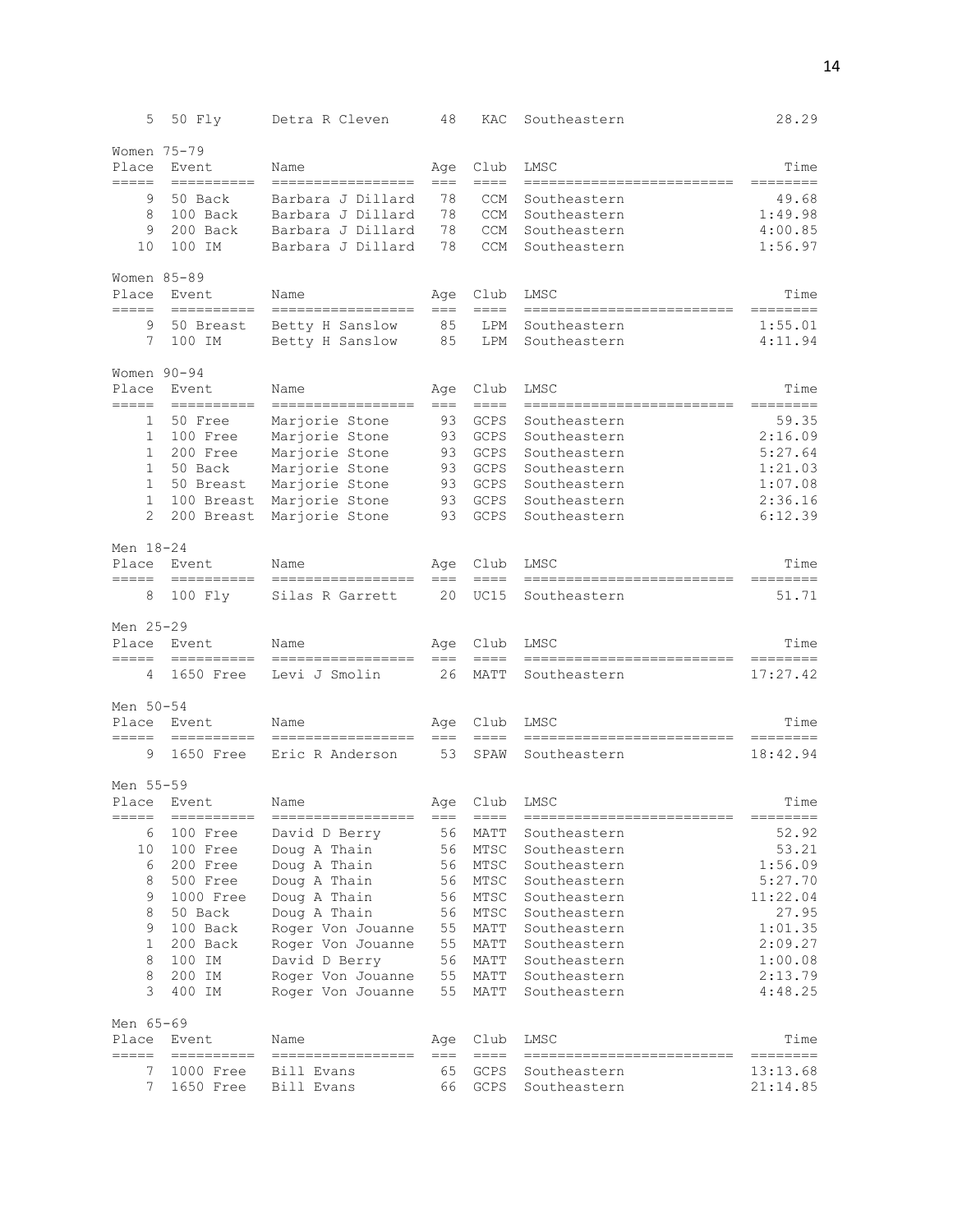| Place | Event | Name | Age | Club | LMSC | Time |
|---|---|---|---|---|---|---|
| 5 | 50 Fly | Detra R Cleven | 48 | KAC | Southeastern | 28.29 |

Women 75-79

| Place | Event | Name | Age | Club | LMSC | Time |
|---|---|---|---|---|---|---|
| 9 | 50 Back | Barbara J Dillard | 78 | CCM | Southeastern | 49.68 |
| 8 | 100 Back | Barbara J Dillard | 78 | CCM | Southeastern | 1:49.98 |
| 9 | 200 Back | Barbara J Dillard | 78 | CCM | Southeastern | 4:00.85 |
| 10 | 100 IM | Barbara J Dillard | 78 | CCM | Southeastern | 1:56.97 |

Women 85-89

| Place | Event | Name | Age | Club | LMSC | Time |
|---|---|---|---|---|---|---|
| 9 | 50 Breast | Betty H Sanslow | 85 | LPM | Southeastern | 1:55.01 |
| 7 | 100 IM | Betty H Sanslow | 85 | LPM | Southeastern | 4:11.94 |

Women 90-94

| Place | Event | Name | Age | Club | LMSC | Time |
|---|---|---|---|---|---|---|
| 1 | 50 Free | Marjorie Stone | 93 | GCPS | Southeastern | 59.35 |
| 1 | 100 Free | Marjorie Stone | 93 | GCPS | Southeastern | 2:16.09 |
| 1 | 200 Free | Marjorie Stone | 93 | GCPS | Southeastern | 5:27.64 |
| 1 | 50 Back | Marjorie Stone | 93 | GCPS | Southeastern | 1:21.03 |
| 1 | 50 Breast | Marjorie Stone | 93 | GCPS | Southeastern | 1:07.08 |
| 1 | 100 Breast | Marjorie Stone | 93 | GCPS | Southeastern | 2:36.16 |
| 2 | 200 Breast | Marjorie Stone | 93 | GCPS | Southeastern | 6:12.39 |

Men 18-24

| Place | Event | Name | Age | Club | LMSC | Time |
|---|---|---|---|---|---|---|
| 8 | 100 Fly | Silas R Garrett | 20 | UC15 | Southeastern | 51.71 |

Men 25-29

| Place | Event | Name | Age | Club | LMSC | Time |
|---|---|---|---|---|---|---|
| 4 | 1650 Free | Levi J Smolin | 26 | MATT | Southeastern | 17:27.42 |

Men 50-54

| Place | Event | Name | Age | Club | LMSC | Time |
|---|---|---|---|---|---|---|
| 9 | 1650 Free | Eric R Anderson | 53 | SPAW | Southeastern | 18:42.94 |

Men 55-59

| Place | Event | Name | Age | Club | LMSC | Time |
|---|---|---|---|---|---|---|
| 6 | 100 Free | David D Berry | 56 | MATT | Southeastern | 52.92 |
| 10 | 100 Free | Doug A Thain | 56 | MTSC | Southeastern | 53.21 |
| 6 | 200 Free | Doug A Thain | 56 | MTSC | Southeastern | 1:56.09 |
| 8 | 500 Free | Doug A Thain | 56 | MTSC | Southeastern | 5:27.70 |
| 9 | 1000 Free | Doug A Thain | 56 | MTSC | Southeastern | 11:22.04 |
| 8 | 50 Back | Doug A Thain | 56 | MTSC | Southeastern | 27.95 |
| 9 | 100 Back | Roger Von Jouanne | 55 | MATT | Southeastern | 1:01.35 |
| 1 | 200 Back | Roger Von Jouanne | 55 | MATT | Southeastern | 2:09.27 |
| 8 | 100 IM | David D Berry | 56 | MATT | Southeastern | 1:00.08 |
| 8 | 200 IM | Roger Von Jouanne | 55 | MATT | Southeastern | 2:13.79 |
| 3 | 400 IM | Roger Von Jouanne | 55 | MATT | Southeastern | 4:48.25 |

Men 65-69

| Place | Event | Name | Age | Club | LMSC | Time |
|---|---|---|---|---|---|---|
| 7 | 1000 Free | Bill Evans | 65 | GCPS | Southeastern | 13:13.68 |
| 7 | 1650 Free | Bill Evans | 66 | GCPS | Southeastern | 21:14.85 |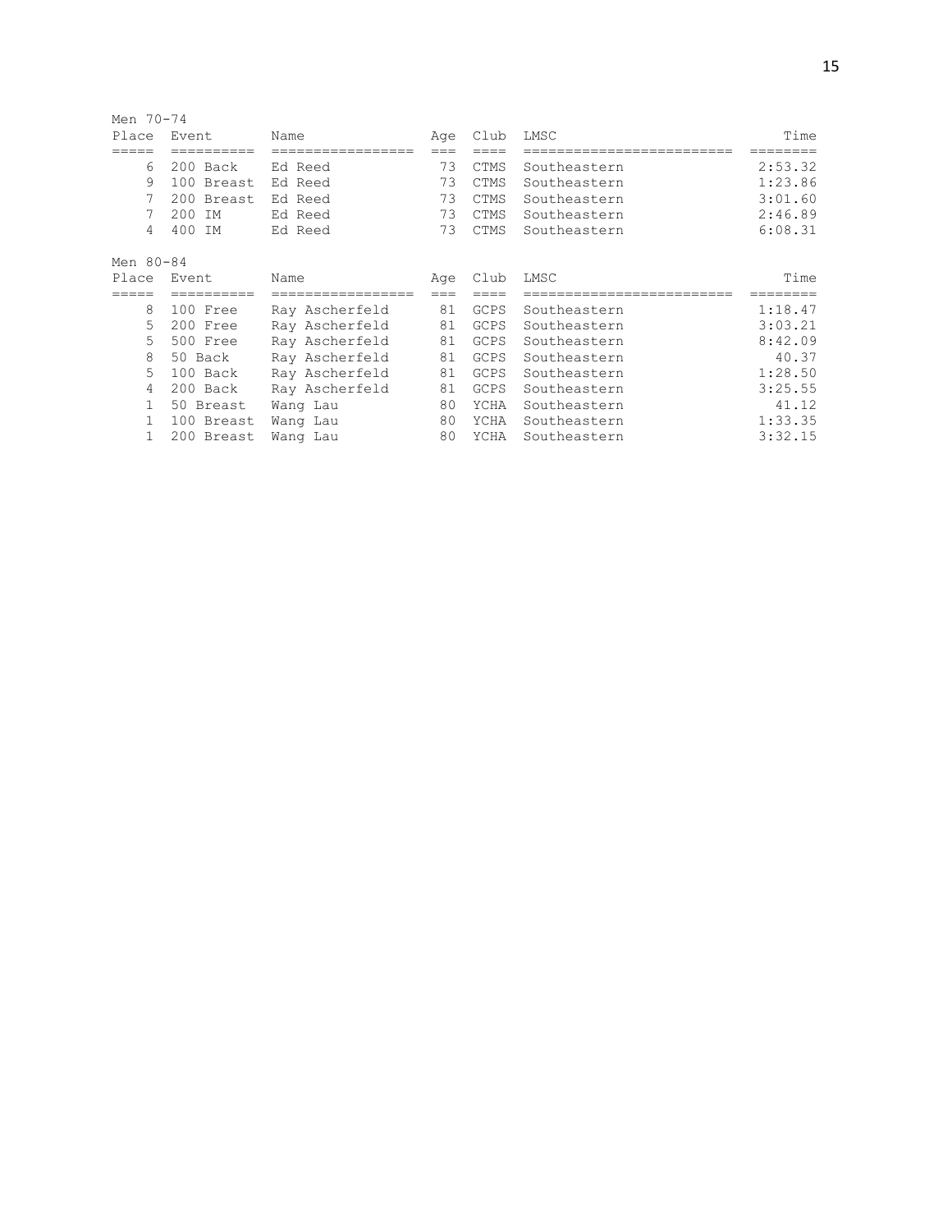Men 70-74

| Place | Event | Name | Age | Club | LMSC | Time |
|---|---|---|---|---|---|---|
| 6 | 200 Back | Ed Reed | 73 | CTMS | Southeastern | 2:53.32 |
| 9 | 100 Breast | Ed Reed | 73 | CTMS | Southeastern | 1:23.86 |
| 7 | 200 Breast | Ed Reed | 73 | CTMS | Southeastern | 3:01.60 |
| 7 | 200 IM | Ed Reed | 73 | CTMS | Southeastern | 2:46.89 |
| 4 | 400 IM | Ed Reed | 73 | CTMS | Southeastern | 6:08.31 |

Men 80-84

| Place | Event | Name | Age | Club | LMSC | Time |
|---|---|---|---|---|---|---|
| 8 | 100 Free | Ray Ascherfeld | 81 | GCPS | Southeastern | 1:18.47 |
| 5 | 200 Free | Ray Ascherfeld | 81 | GCPS | Southeastern | 3:03.21 |
| 5 | 500 Free | Ray Ascherfeld | 81 | GCPS | Southeastern | 8:42.09 |
| 8 | 50 Back | Ray Ascherfeld | 81 | GCPS | Southeastern | 40.37 |
| 5 | 100 Back | Ray Ascherfeld | 81 | GCPS | Southeastern | 1:28.50 |
| 4 | 200 Back | Ray Ascherfeld | 81 | GCPS | Southeastern | 3:25.55 |
| 1 | 50 Breast | Wang Lau | 80 | YCHA | Southeastern | 41.12 |
| 1 | 100 Breast | Wang Lau | 80 | YCHA | Southeastern | 1:33.35 |
| 1 | 200 Breast | Wang Lau | 80 | YCHA | Southeastern | 3:32.15 |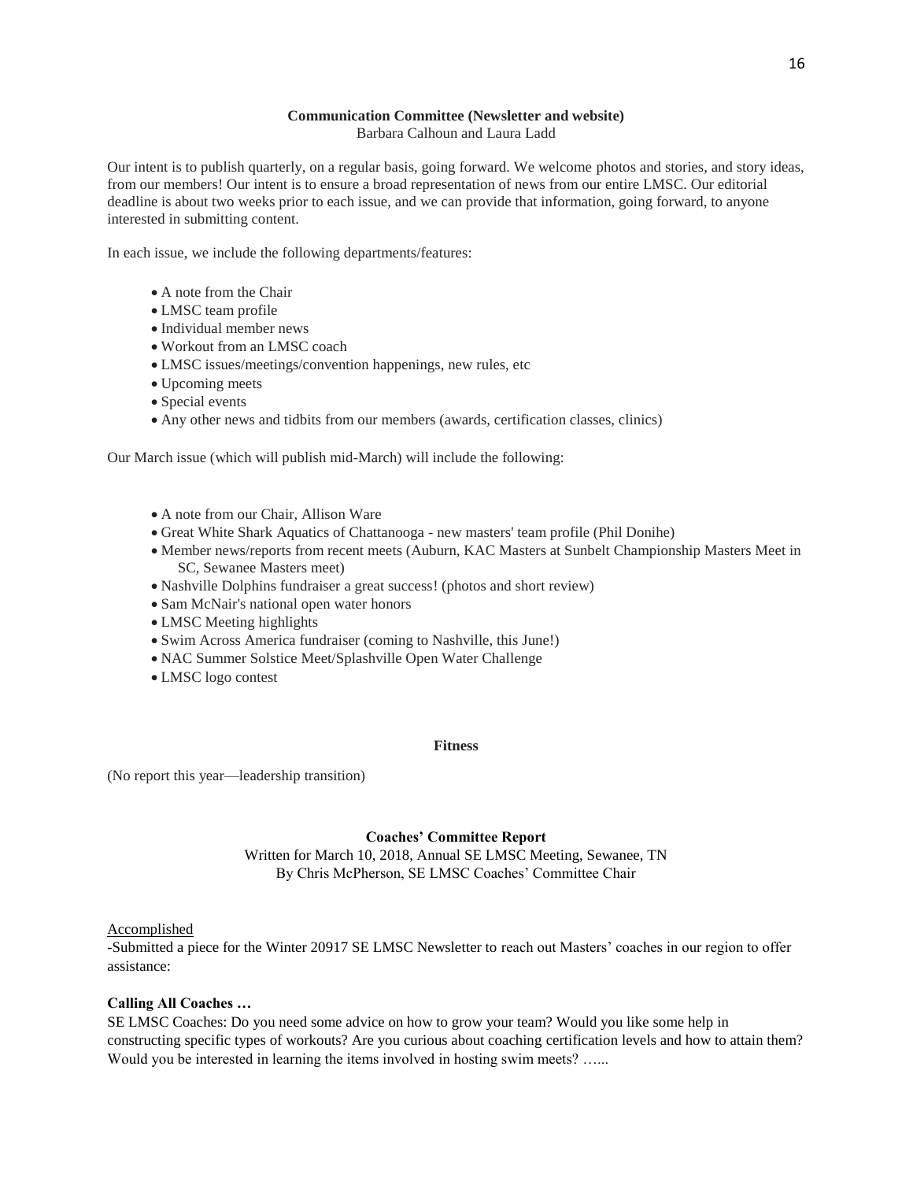### Communication Committee (Newsletter and website)

Barbara Calhoun and Laura Ladd

Our intent is to publish quarterly, on a regular basis, going forward. We welcome photos and stories, and story ideas, from our members! Our intent is to ensure a broad representation of news from our entire LMSC. Our editorial deadline is about two weeks prior to each issue, and we can provide that information, going forward, to anyone interested in submitting content.

In each issue, we include the following departments/features:

- A note from the Chair
- LMSC team profile
- Individual member news
- Workout from an LMSC coach
- LMSC issues/meetings/convention happenings, new rules, etc
- Upcoming meets
- Special events
- Any other news and tidbits from our members (awards, certification classes, clinics)

Our March issue (which will publish mid-March) will include the following:

- A note from our Chair, Allison Ware
- Great White Shark Aquatics of Chattanooga - new masters' team profile (Phil Donihe)
- Member news/reports from recent meets (Auburn, KAC Masters at Sunbelt Championship Masters Meet in SC, Sewanee Masters meet)
- Nashville Dolphins fundraiser a great success! (photos and short review)
- Sam McNair's national open water honors
- LMSC Meeting highlights
- Swim Across America fundraiser (coming to Nashville, this June!)
- NAC Summer Solstice Meet/Splashville Open Water Challenge
- LMSC logo contest

### Fitness

(No report this year—leadership transition)

### Coaches' Committee Report

Written for March 10, 2018, Annual SE LMSC Meeting, Sewanee, TN
By Chris McPherson, SE LMSC Coaches' Committee Chair

<u>Accomplished</u>

-Submitted a piece for the Winter 20917 SE LMSC Newsletter to reach out Masters' coaches in our region to offer assistance:

**Calling All Coaches …**

SE LMSC Coaches: Do you need some advice on how to grow your team? Would you like some help in constructing specific types of workouts? Are you curious about coaching certification levels and how to attain them? Would you be interested in learning the items involved in hosting swim meets? …...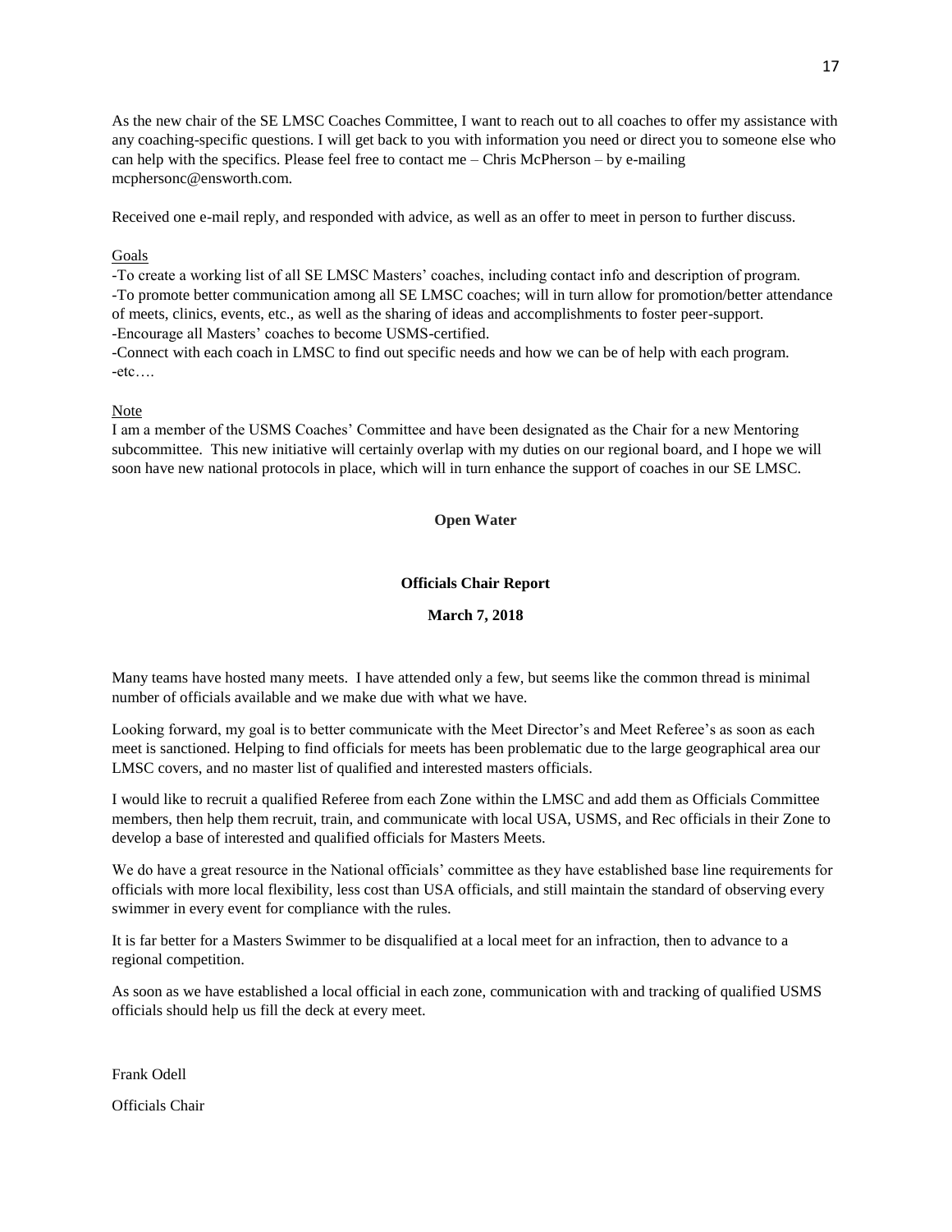As the new chair of the SE LMSC Coaches Committee, I want to reach out to all coaches to offer my assistance with any coaching-specific questions. I will get back to you with information you need or direct you to someone else who can help with the specifics. Please feel free to contact me – Chris McPherson – by e-mailing mcphersonc@ensworth.com.

Received one e-mail reply, and responded with advice, as well as an offer to meet in person to further discuss.

Goals

-To create a working list of all SE LMSC Masters' coaches, including contact info and description of program.
-To promote better communication among all SE LMSC coaches; will in turn allow for promotion/better attendance of meets, clinics, events, etc., as well as the sharing of ideas and accomplishments to foster peer-support.
-Encourage all Masters' coaches to become USMS-certified.
-Connect with each coach in LMSC to find out specific needs and how we can be of help with each program.
-etc….

Note

I am a member of the USMS Coaches' Committee and have been designated as the Chair for a new Mentoring subcommittee. This new initiative will certainly overlap with my duties on our regional board, and I hope we will soon have new national protocols in place, which will in turn enhance the support of coaches in our SE LMSC.

**Open Water**

**Officials Chair Report**

**March 7, 2018**

Many teams have hosted many meets. I have attended only a few, but seems like the common thread is minimal number of officials available and we make due with what we have.

Looking forward, my goal is to better communicate with the Meet Director's and Meet Referee's as soon as each meet is sanctioned. Helping to find officials for meets has been problematic due to the large geographical area our LMSC covers, and no master list of qualified and interested masters officials.

I would like to recruit a qualified Referee from each Zone within the LMSC and add them as Officials Committee members, then help them recruit, train, and communicate with local USA, USMS, and Rec officials in their Zone to develop a base of interested and qualified officials for Masters Meets.

We do have a great resource in the National officials' committee as they have established base line requirements for officials with more local flexibility, less cost than USA officials, and still maintain the standard of observing every swimmer in every event for compliance with the rules.

It is far better for a Masters Swimmer to be disqualified at a local meet for an infraction, then to advance to a regional competition.

As soon as we have established a local official in each zone, communication with and tracking of qualified USMS officials should help us fill the deck at every meet.

Frank Odell

Officials Chair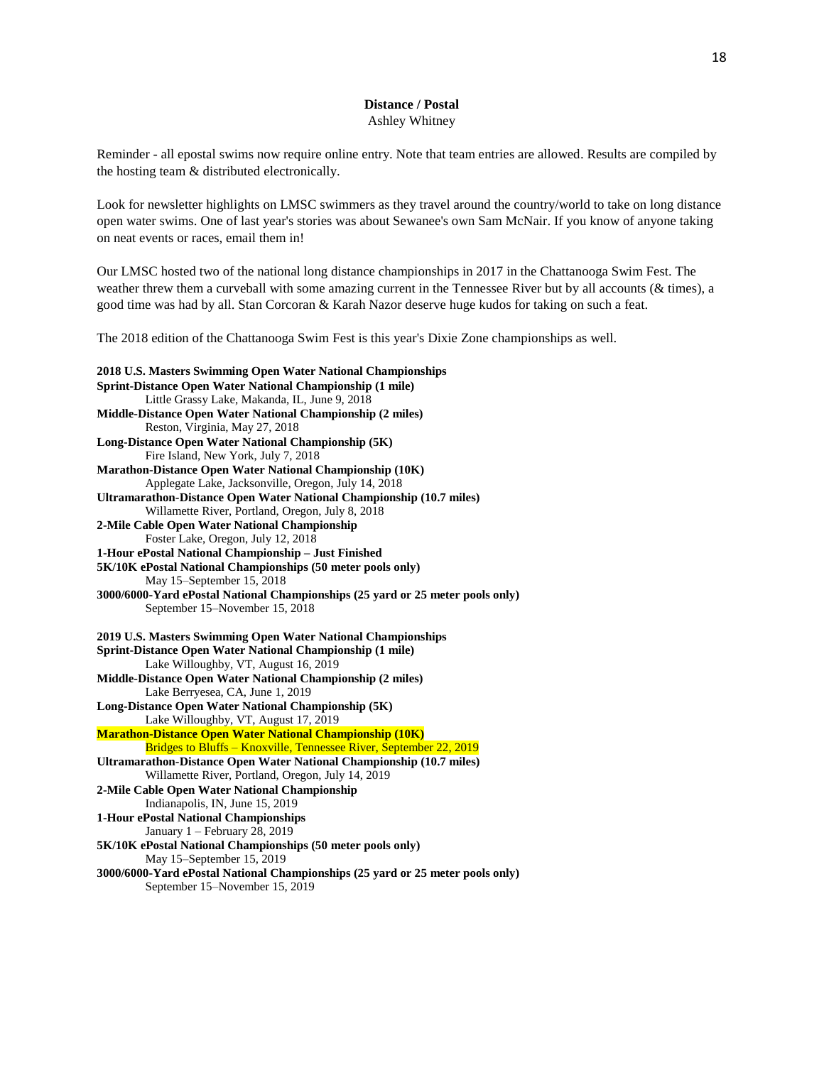## Distance / Postal

Ashley Whitney

Reminder - all epostal swims now require online entry. Note that team entries are allowed. Results are compiled by the hosting team & distributed electronically.

Look for newsletter highlights on LMSC swimmers as they travel around the country/world to take on long distance open water swims. One of last year's stories was about Sewanee's own Sam McNair. If you know of anyone taking on neat events or races, email them in!

Our LMSC hosted two of the national long distance championships in 2017 in the Chattanooga Swim Fest. The weather threw them a curveball with some amazing current in the Tennessee River but by all accounts (& times), a good time was had by all. Stan Corcoran & Karah Nazor deserve huge kudos for taking on such a feat.

The 2018 edition of the Chattanooga Swim Fest is this year's Dixie Zone championships as well.

**2018 U.S. Masters Swimming Open Water National Championships**

**Sprint-Distance Open Water National Championship (1 mile)**
Little Grassy Lake, Makanda, IL, June 9, 2018

**Middle-Distance Open Water National Championship (2 miles)**
Reston, Virginia, May 27, 2018

**Long-Distance Open Water National Championship (5K)**
Fire Island, New York, July 7, 2018

**Marathon-Distance Open Water National Championship (10K)**
Applegate Lake, Jacksonville, Oregon, July 14, 2018

**Ultramarathon-Distance Open Water National Championship (10.7 miles)**
Willamette River, Portland, Oregon, July 8, 2018

**2-Mile Cable Open Water National Championship**
Foster Lake, Oregon, July 12, 2018

**1-Hour ePostal National Championship – Just Finished**

**5K/10K ePostal National Championships (50 meter pools only)**
May 15–September 15, 2018

**3000/6000-Yard ePostal National Championships (25 yard or 25 meter pools only)**
September 15–November 15, 2018

**2019 U.S. Masters Swimming Open Water National Championships**

**Sprint-Distance Open Water National Championship (1 mile)**
Lake Willoughby, VT, August 16, 2019

**Middle-Distance Open Water National Championship (2 miles)**
Lake Berryesea, CA, June 1, 2019

**Long-Distance Open Water National Championship (5K)**
Lake Willoughby, VT, August 17, 2019

**Marathon-Distance Open Water National Championship (10K)**
Bridges to Bluffs – Knoxville, Tennessee River, September 22, 2019

**Ultramarathon-Distance Open Water National Championship (10.7 miles)**
Willamette River, Portland, Oregon, July 14, 2019

**2-Mile Cable Open Water National Championship**
Indianapolis, IN, June 15, 2019

**1-Hour ePostal National Championships**
January 1 – February 28, 2019

**5K/10K ePostal National Championships (50 meter pools only)**
May 15–September 15, 2019

**3000/6000-Yard ePostal National Championships (25 yard or 25 meter pools only)**
September 15–November 15, 2019